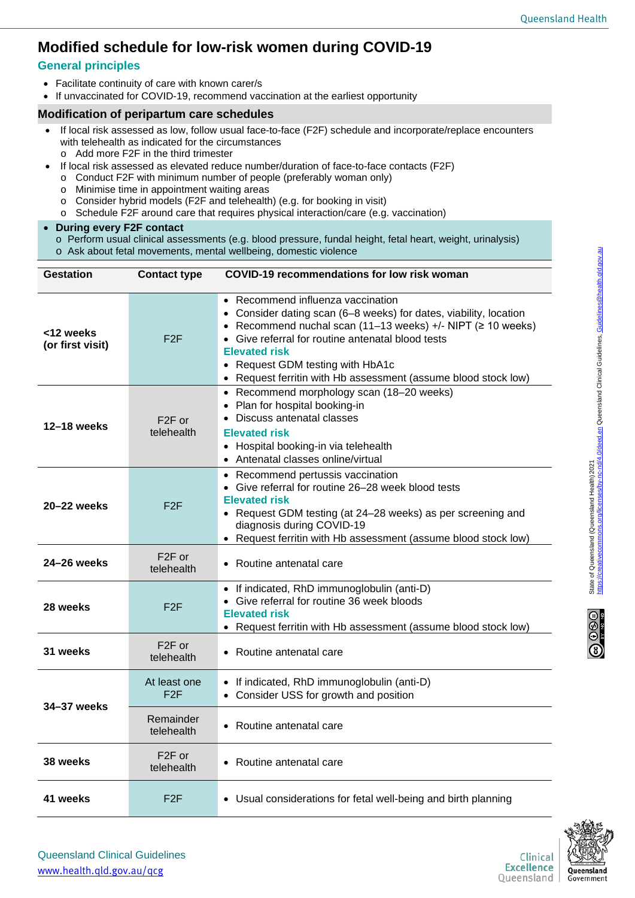# Modified schedule for low-risk women during COVID-19

## General principles

- Facilitate continuity of care with known carer/s
- If unvaccinated for COVID-19, recommend vaccination at the earliest opportunity

## Modification of peripartum care schedules

- If local risk assessed as low, follow usual face-to-face (F2F) schedule and incorporate/replace encounters with telehealth as indicated for the circumstances
  - Add more F2F in the third trimester
- If local risk assessed as elevated reduce number/duration of face-to-face contacts (F2F)
  - Conduct F2F with minimum number of people (preferably woman only)
  - Minimise time in appointment waiting areas
  - Consider hybrid models (F2F and telehealth) (e.g. for booking in visit)
  - Schedule F2F around care that requires physical interaction/care (e.g. vaccination)

- **During every F2F contact**
  - Perform usual clinical assessments (e.g. blood pressure, fundal height, fetal heart, weight, urinalysis)
  - Ask about fetal movements, mental wellbeing, domestic violence

| Gestation | Contact type | COVID-19 recommendations for low risk woman |
|---|---|---|
| **<12 weeks (or first visit)** | F2F | • Recommend influenza vaccination<br>• Consider dating scan (6–8 weeks) for dates, viability, location<br>• Recommend nuchal scan (11–13 weeks) +/- NIPT (≥ 10 weeks)<br>• Give referral for routine antenatal blood tests<br>**Elevated risk**<br>• Request GDM testing with HbA1c<br>• Request ferritin with Hb assessment (assume blood stock low) |
| **12–18 weeks** | F2F or telehealth | • Recommend morphology scan (18–20 weeks)<br>• Plan for hospital booking-in<br>• Discuss antenatal classes<br>**Elevated risk**<br>• Hospital booking-in via telehealth<br>• Antenatal classes online/virtual |
| **20–22 weeks** | F2F | • Recommend pertussis vaccination<br>• Give referral for routine 26–28 week blood tests<br>**Elevated risk**<br>• Request GDM testing (at 24–28 weeks) as per screening and diagnosis during COVID-19<br>• Request ferritin with Hb assessment (assume blood stock low) |
| **24–26 weeks** | F2F or telehealth | • Routine antenatal care |
| **28 weeks** | F2F | • If indicated, RhD immunoglobulin (anti-D)<br>• Give referral for routine 36 week bloods<br>**Elevated risk**<br>• Request ferritin with Hb assessment (assume blood stock low) |
| **31 weeks** | F2F or telehealth | • Routine antenatal care |
| **34–37 weeks** | At least one F2F | • If indicated, RhD immunoglobulin (anti-D)<br>• Consider USS for growth and position |
| | Remainder telehealth | • Routine antenatal care |
| **38 weeks** | F2F or telehealth | • Routine antenatal care |
| **41 weeks** | F2F | • Usual considerations for fetal well-being and birth planning |

State of Queensland (Queensland Health) 2021 https://creativecommons.org/licenses/by-nc-nd/4.0/deed.en Queensland Clinical Guidelines, Guidelines@health.qld.gov.au

Queensland Clinical Guidelines
www.health.qld.gov.au/qcg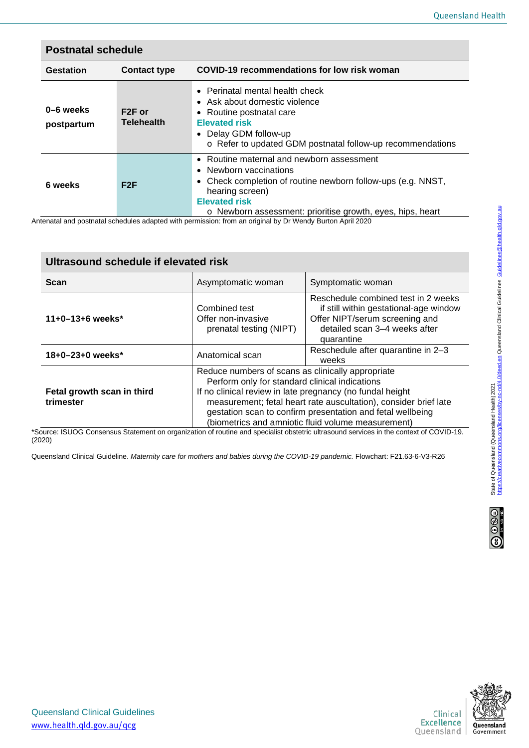## Postnatal schedule

| Gestation | Contact type | COVID-19 recommendations for low risk woman |
|---|---|---|
| **0–6 weeks postpartum** | **F2F or Telehealth** | • Perinatal mental health check<br>• Ask about domestic violence<br>• Routine postnatal care<br>**Elevated risk**<br>• Delay GDM follow-up<br>o Refer to updated GDM postnatal follow-up recommendations |
| **6 weeks** | **F2F** | • Routine maternal and newborn assessment<br>• Newborn vaccinations<br>• Check completion of routine newborn follow-ups (e.g. NNST, hearing screen)<br>**Elevated risk**<br>o Newborn assessment: prioritise growth, eyes, hips, heart |

Antenatal and postnatal schedules adapted with permission: from an original by Dr Wendy Burton April 2020

## Ultrasound schedule if elevated risk

| Scan | Asymptomatic woman | Symptomatic woman |
|---|---|---|
| **11+0–13+6 weeks*** | Combined test<br>Offer non-invasive prenatal testing (NIPT) | Reschedule combined test in 2 weeks if still within gestational-age window<br>Offer NIPT/serum screening and detailed scan 3–4 weeks after quarantine |
| **18+0–23+0 weeks*** | Anatomical scan | Reschedule after quarantine in 2–3 weeks |
| **Fetal growth scan in third trimester** | Reduce numbers of scans as clinically appropriate<br>Perform only for standard clinical indications<br>If no clinical review in late pregnancy (no fundal height measurement; fetal heart rate auscultation), consider brief late gestation scan to confirm presentation and fetal wellbeing (biometrics and amniotic fluid volume measurement) | |

*Source: ISUOG Consensus Statement on organization of routine and specialist obstetric ultrasound services in the context of COVID-19. (2020)

Queensland Clinical Guideline. *Maternity care for mothers and babies during the COVID-19 pandemic.* Flowchart: F21.63-6-V3-R26

State of Queensland (Queensland Health) 2021 https://creativecommons.org/licenses/by-nc-nd/4.0/deed.en Queensland Clinical Guidelines, Guidelines@health.qld.gov.au

Queensland Clinical Guidelines
www.health.qld.gov.au/qcg